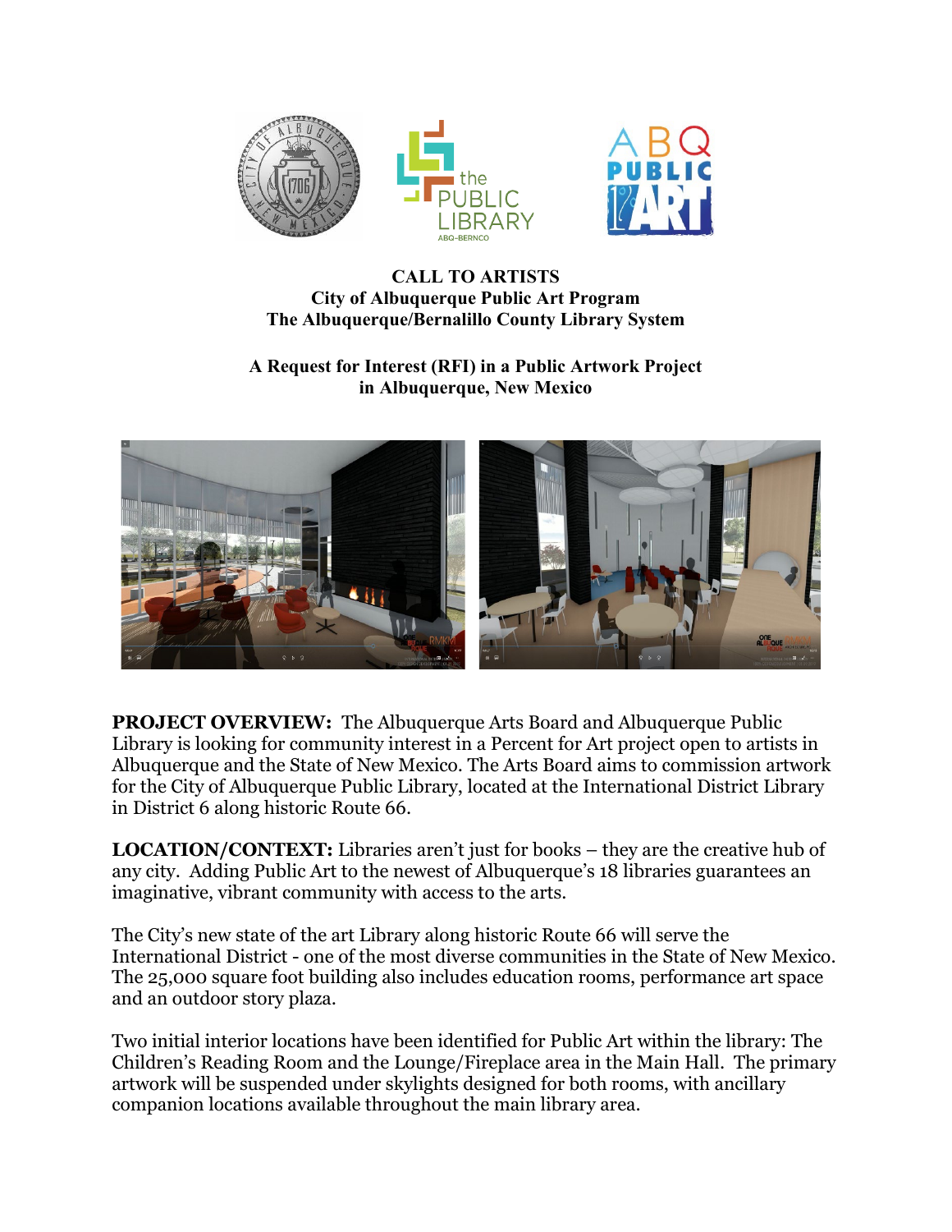# CALL TO ARTISTS

## City of Albuquerque Public Art Program
## The Albuquerque/Bernalillo County Library System

### A Request for Interest (RFI) in a Public Artwork Project in Albuquerque, New Mexico

**PROJECT OVERVIEW:** The Albuquerque Arts Board and Albuquerque Public Library is looking for community interest in a Percent for Art project open to artists in Albuquerque and the State of New Mexico. The Arts Board aims to commission artwork for the City of Albuquerque Public Library, located at the International District Library in District 6 along historic Route 66.

**LOCATION/CONTEXT:** Libraries aren't just for books – they are the creative hub of any city. Adding Public Art to the newest of Albuquerque's 18 libraries guarantees an imaginative, vibrant community with access to the arts.

The City's new state of the art Library along historic Route 66 will serve the International District - one of the most diverse communities in the State of New Mexico. The 25,000 square foot building also includes education rooms, performance art space and an outdoor story plaza.

Two initial interior locations have been identified for Public Art within the library: The Children's Reading Room and the Lounge/Fireplace area in the Main Hall. The primary artwork will be suspended under skylights designed for both rooms, with ancillary companion locations available throughout the main library area.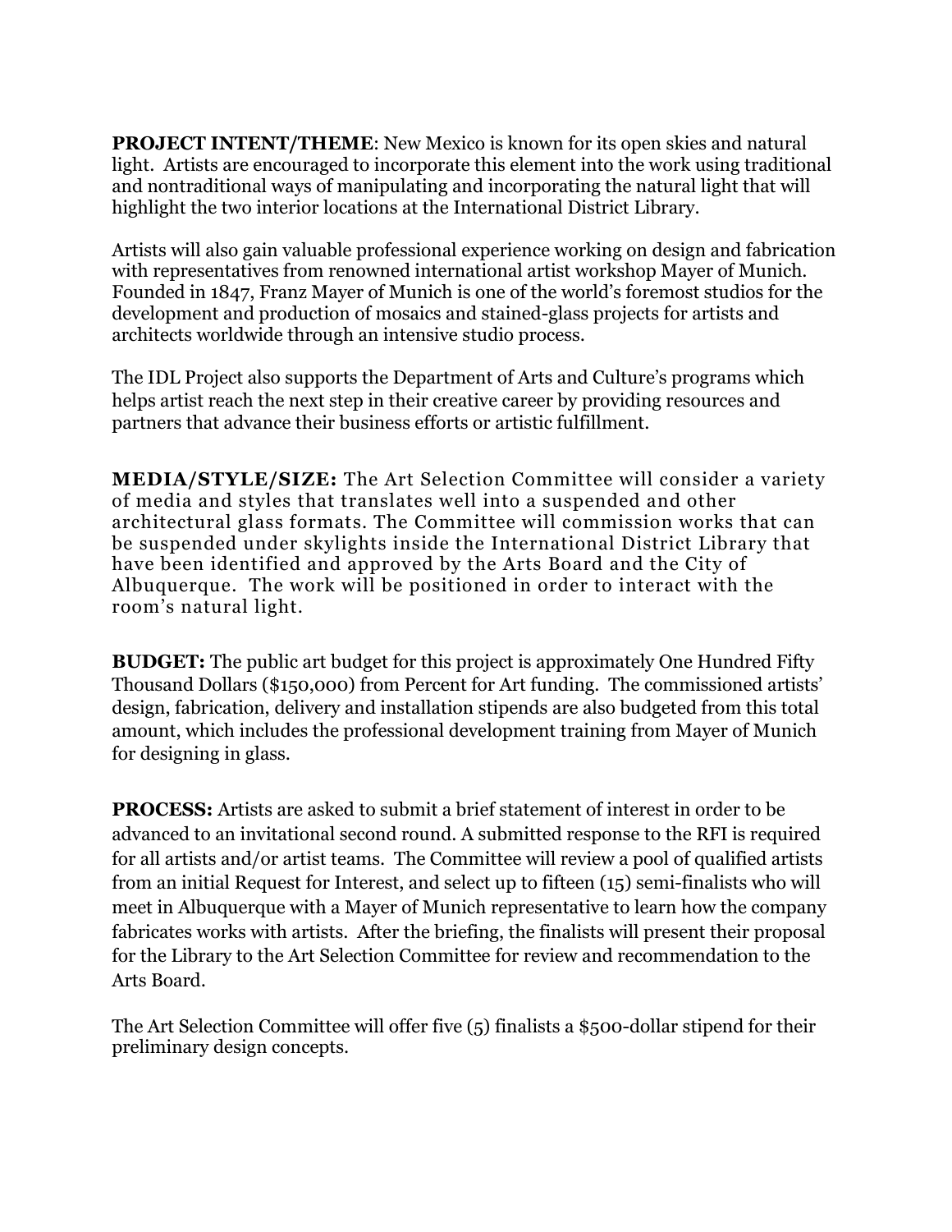**PROJECT INTENT/THEME**: New Mexico is known for its open skies and natural light. Artists are encouraged to incorporate this element into the work using traditional and nontraditional ways of manipulating and incorporating the natural light that will highlight the two interior locations at the International District Library.

Artists will also gain valuable professional experience working on design and fabrication with representatives from renowned international artist workshop Mayer of Munich. Founded in 1847, Franz Mayer of Munich is one of the world's foremost studios for the development and production of mosaics and stained-glass projects for artists and architects worldwide through an intensive studio process.

The IDL Project also supports the Department of Arts and Culture's programs which helps artist reach the next step in their creative career by providing resources and partners that advance their business efforts or artistic fulfillment.

**MEDIA/STYLE/SIZE:** The Art Selection Committee will consider a variety of media and styles that translates well into a suspended and other architectural glass formats. The Committee will commission works that can be suspended under skylights inside the International District Library that have been identified and approved by the Arts Board and the City of Albuquerque. The work will be positioned in order to interact with the room's natural light.

**BUDGET:** The public art budget for this project is approximately One Hundred Fifty Thousand Dollars ($150,000) from Percent for Art funding. The commissioned artists' design, fabrication, delivery and installation stipends are also budgeted from this total amount, which includes the professional development training from Mayer of Munich for designing in glass.

**PROCESS:** Artists are asked to submit a brief statement of interest in order to be advanced to an invitational second round. A submitted response to the RFI is required for all artists and/or artist teams. The Committee will review a pool of qualified artists from an initial Request for Interest, and select up to fifteen (15) semi-finalists who will meet in Albuquerque with a Mayer of Munich representative to learn how the company fabricates works with artists. After the briefing, the finalists will present their proposal for the Library to the Art Selection Committee for review and recommendation to the Arts Board.

The Art Selection Committee will offer five (5) finalists a $500-dollar stipend for their preliminary design concepts.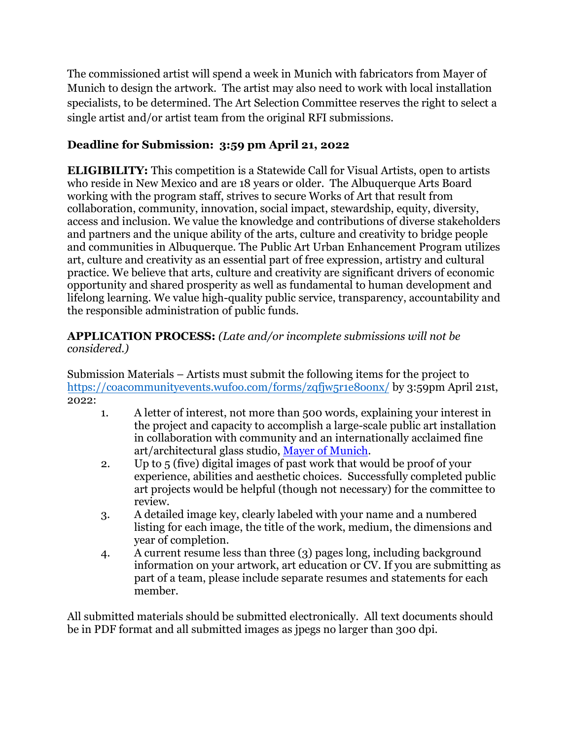The commissioned artist will spend a week in Munich with fabricators from Mayer of Munich to design the artwork. The artist may also need to work with local installation specialists, to be determined. The Art Selection Committee reserves the right to select a single artist and/or artist team from the original RFI submissions.

**Deadline for Submission: 3:59 pm April 21, 2022**

**ELIGIBILITY:** This competition is a Statewide Call for Visual Artists, open to artists who reside in New Mexico and are 18 years or older. The Albuquerque Arts Board working with the program staff, strives to secure Works of Art that result from collaboration, community, innovation, social impact, stewardship, equity, diversity, access and inclusion. We value the knowledge and contributions of diverse stakeholders and partners and the unique ability of the arts, culture and creativity to bridge people and communities in Albuquerque. The Public Art Urban Enhancement Program utilizes art, culture and creativity as an essential part of free expression, artistry and cultural practice. We believe that arts, culture and creativity are significant drivers of economic opportunity and shared prosperity as well as fundamental to human development and lifelong learning. We value high-quality public service, transparency, accountability and the responsible administration of public funds.

**APPLICATION PROCESS:** *(Late and/or incomplete submissions will not be considered.)*

Submission Materials – Artists must submit the following items for the project to [https://coacommunityevents.wufoo.com/forms/zqfjw5r1e8oonx/](https://coacommunityevents.wufoo.com/forms/zqfjw5r1e8oonx/) by 3:59pm April 21st, 2022:

1. A letter of interest, not more than 500 words, explaining your interest in the project and capacity to accomplish a large-scale public art installation in collaboration with community and an internationally acclaimed fine art/architectural glass studio, Mayer of Munich.
2. Up to 5 (five) digital images of past work that would be proof of your experience, abilities and aesthetic choices. Successfully completed public art projects would be helpful (though not necessary) for the committee to review.
3. A detailed image key, clearly labeled with your name and a numbered listing for each image, the title of the work, medium, the dimensions and year of completion.
4. A current resume less than three (3) pages long, including background information on your artwork, art education or CV. If you are submitting as part of a team, please include separate resumes and statements for each member.

All submitted materials should be submitted electronically. All text documents should be in PDF format and all submitted images as jpegs no larger than 300 dpi.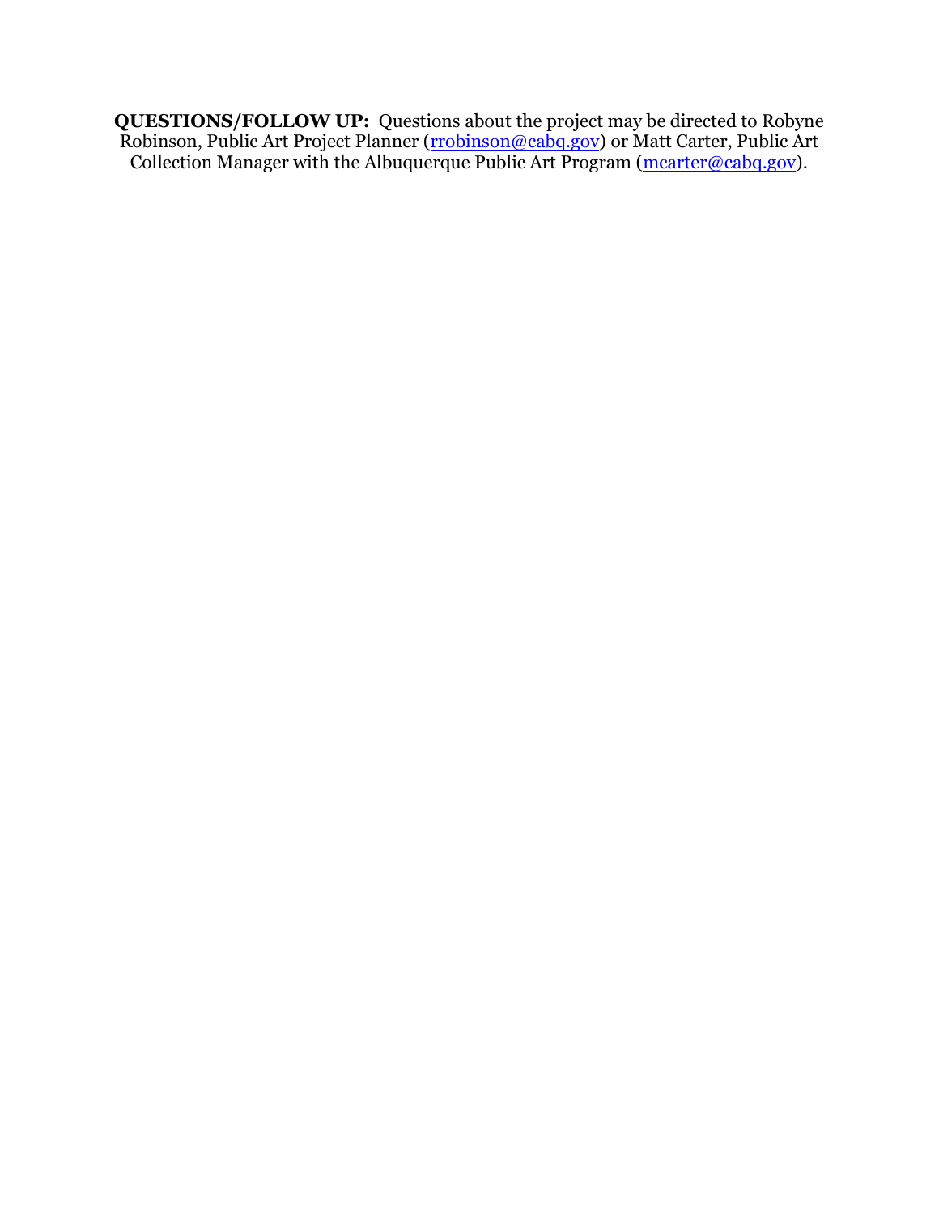**QUESTIONS/FOLLOW UP:** Questions about the project may be directed to Robyne Robinson, Public Art Project Planner (rrobinson@cabq.gov) or Matt Carter, Public Art Collection Manager with the Albuquerque Public Art Program (mcarter@cabq.gov).